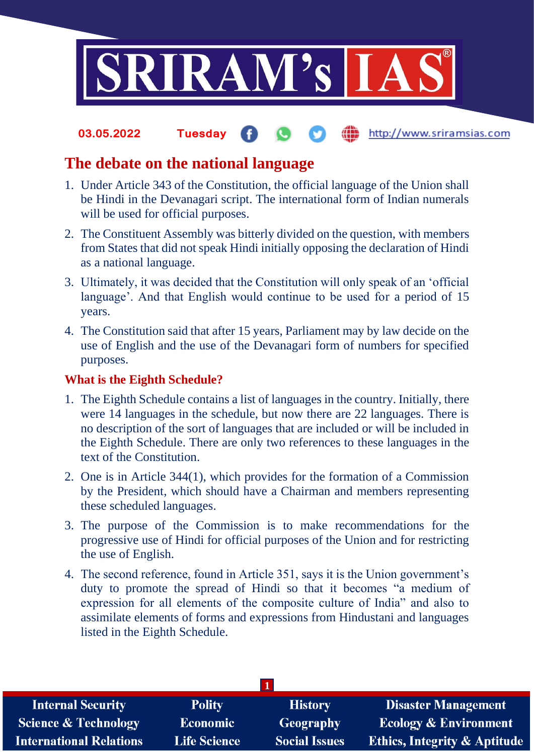# The debate on the national language

1. Under Article 343 of the Constitution, the official language of the Union shall be Hindi in the Devanagari script. The international form of Indian numerals will be used for official purposes.
2. The Constituent Assembly was bitterly divided on the question, with members from States that did not speak Hindi initially opposing the declaration of Hindi as a national language.
3. Ultimately, it was decided that the Constitution will only speak of an 'official language'. And that English would continue to be used for a period of 15 years.
4. The Constitution said that after 15 years, Parliament may by law decide on the use of English and the use of the Devanagari form of numbers for specified purposes.

## What is the Eighth Schedule?

1. The Eighth Schedule contains a list of languages in the country. Initially, there were 14 languages in the schedule, but now there are 22 languages. There is no description of the sort of languages that are included or will be included in the Eighth Schedule. There are only two references to these languages in the text of the Constitution.
2. One is in Article 344(1), which provides for the formation of a Commission by the President, which should have a Chairman and members representing these scheduled languages.
3. The purpose of the Commission is to make recommendations for the progressive use of Hindi for official purposes of the Union and for restricting the use of English.
4. The second reference, found in Article 351, says it is the Union government's duty to promote the spread of Hindi so that it becomes "a medium of expression for all elements of the composite culture of India" and also to assimilate elements of forms and expressions from Hindustani and languages listed in the Eighth Schedule.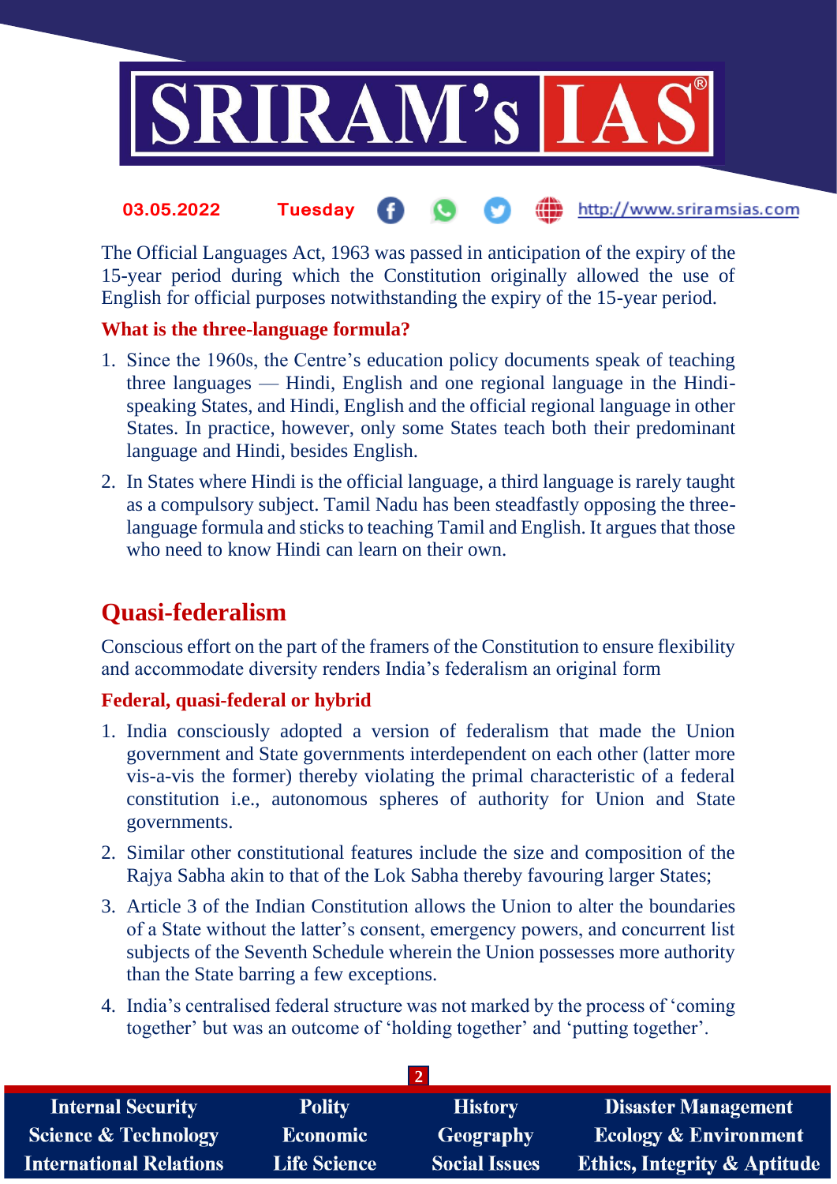The Official Languages Act, 1963 was passed in anticipation of the expiry of the 15-year period during which the Constitution originally allowed the use of English for official purposes notwithstanding the expiry of the 15-year period.

**What is the three-language formula?**

1. Since the 1960s, the Centre's education policy documents speak of teaching three languages — Hindi, English and one regional language in the Hindi-speaking States, and Hindi, English and the official regional language in other States. In practice, however, only some States teach both their predominant language and Hindi, besides English.
2. In States where Hindi is the official language, a third language is rarely taught as a compulsory subject. Tamil Nadu has been steadfastly opposing the three-language formula and sticks to teaching Tamil and English. It argues that those who need to know Hindi can learn on their own.

# Quasi-federalism

Conscious effort on the part of the framers of the Constitution to ensure flexibility and accommodate diversity renders India's federalism an original form

**Federal, quasi-federal or hybrid**

1. India consciously adopted a version of federalism that made the Union government and State governments interdependent on each other (latter more vis-a-vis the former) thereby violating the primal characteristic of a federal constitution i.e., autonomous spheres of authority for Union and State governments.
2. Similar other constitutional features include the size and composition of the Rajya Sabha akin to that of the Lok Sabha thereby favouring larger States;
3. Article 3 of the Indian Constitution allows the Union to alter the boundaries of a State without the latter's consent, emergency powers, and concurrent list subjects of the Seventh Schedule wherein the Union possesses more authority than the State barring a few exceptions.
4. India's centralised federal structure was not marked by the process of 'coming together' but was an outcome of 'holding together' and 'putting together'.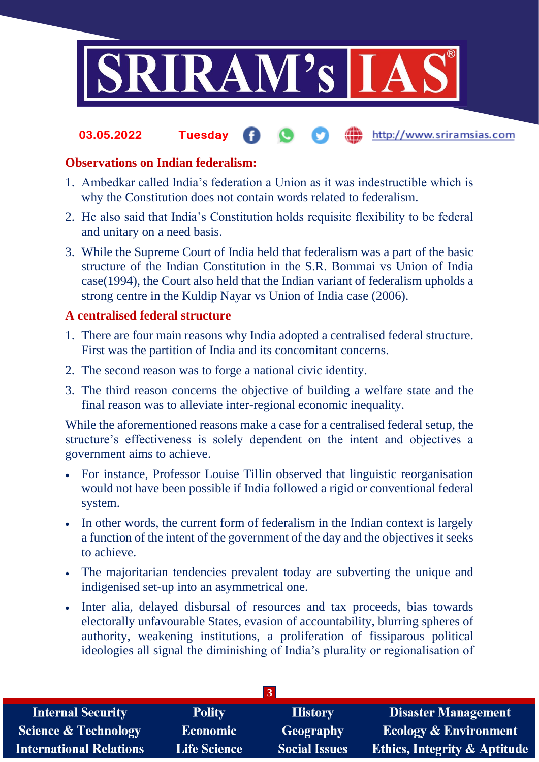### Observations on Indian federalism:

1. Ambedkar called India's federation a Union as it was indestructible which is why the Constitution does not contain words related to federalism.
2. He also said that India's Constitution holds requisite flexibility to be federal and unitary on a need basis.
3. While the Supreme Court of India held that federalism was a part of the basic structure of the Indian Constitution in the S.R. Bommai vs Union of India case(1994), the Court also held that the Indian variant of federalism upholds a strong centre in the Kuldip Nayar vs Union of India case (2006).

### A centralised federal structure

1. There are four main reasons why India adopted a centralised federal structure. First was the partition of India and its concomitant concerns.
2. The second reason was to forge a national civic identity.
3. The third reason concerns the objective of building a welfare state and the final reason was to alleviate inter-regional economic inequality.

While the aforementioned reasons make a case for a centralised federal setup, the structure's effectiveness is solely dependent on the intent and objectives a government aims to achieve.

- For instance, Professor Louise Tillin observed that linguistic reorganisation would not have been possible if India followed a rigid or conventional federal system.
- In other words, the current form of federalism in the Indian context is largely a function of the intent of the government of the day and the objectives it seeks to achieve.
- The majoritarian tendencies prevalent today are subverting the unique and indigenised set-up into an asymmetrical one.
- Inter alia, delayed disbursal of resources and tax proceeds, bias towards electorally unfavourable States, evasion of accountability, blurring spheres of authority, weakening institutions, a proliferation of fissiparous political ideologies all signal the diminishing of India's plurality or regionalisation of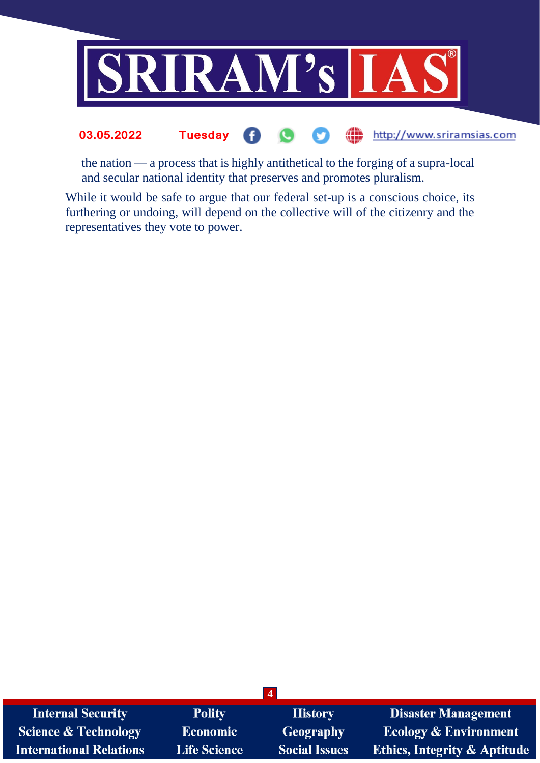the nation — a process that is highly antithetical to the forging of a supra-local and secular national identity that preserves and promotes pluralism.

While it would be safe to argue that our federal set-up is a conscious choice, its furthering or undoing, will depend on the collective will of the citizenry and the representatives they vote to power.